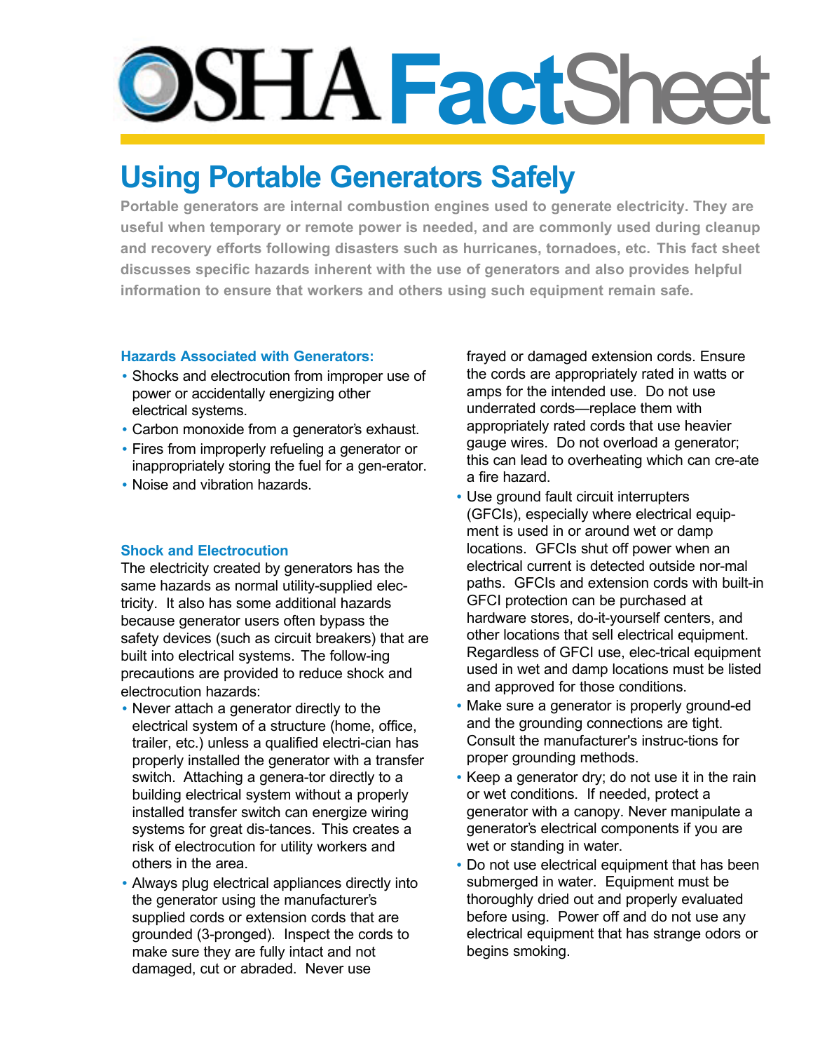# OSHA FactSheet

## Using Portable Generators Safely

**Portable generators are internal combustion engines used to generate electricity. They are useful when temporary or remote power is needed, and are commonly used during cleanup and recovery efforts following disasters such as hurricanes, tornadoes, etc. This fact sheet discusses specific hazards inherent with the use of generators and also provides helpful information to ensure that workers and others using such equipment remain safe.**

### Hazards Associated with Generators:

- Shocks and electrocution from improper use of power or accidentally energizing other electrical systems.
- Carbon monoxide from a generator's exhaust.
- Fires from improperly refueling a generator or inappropriately storing the fuel for a generator.
- Noise and vibration hazards.

### Shock and Electrocution

The electricity created by generators has the same hazards as normal utility-supplied electricity. It also has some additional hazards because generator users often bypass the safety devices (such as circuit breakers) that are built into electrical systems. The following precautions are provided to reduce shock and electrocution hazards:

- Never attach a generator directly to the electrical system of a structure (home, office, trailer, etc.) unless a qualified electrician has properly installed the generator with a transfer switch. Attaching a generator directly to a building electrical system without a properly installed transfer switch can energize wiring systems for great distances. This creates a risk of electrocution for utility workers and others in the area.
- Always plug electrical appliances directly into the generator using the manufacturer's supplied cords or extension cords that are grounded (3-pronged). Inspect the cords to make sure they are fully intact and not damaged, cut or abraded. Never use frayed or damaged extension cords. Ensure the cords are appropriately rated in watts or amps for the intended use. Do not use underrated cords—replace them with appropriately rated cords that use heavier gauge wires. Do not overload a generator; this can lead to overheating which can create a fire hazard.
- Use ground fault circuit interrupters (GFCIs), especially where electrical equipment is used in or around wet or damp locations. GFCIs shut off power when an electrical current is detected outside normal paths. GFCIs and extension cords with built-in GFCI protection can be purchased at hardware stores, do-it-yourself centers, and other locations that sell electrical equipment. Regardless of GFCI use, electrical equipment used in wet and damp locations must be listed and approved for those conditions.
- Make sure a generator is properly grounded and the grounding connections are tight. Consult the manufacturer's instructions for proper grounding methods.
- Keep a generator dry; do not use it in the rain or wet conditions. If needed, protect a generator with a canopy. Never manipulate a generator's electrical components if you are wet or standing in water.
- Do not use electrical equipment that has been submerged in water. Equipment must be thoroughly dried out and properly evaluated before using. Power off and do not use any electrical equipment that has strange odors or begins smoking.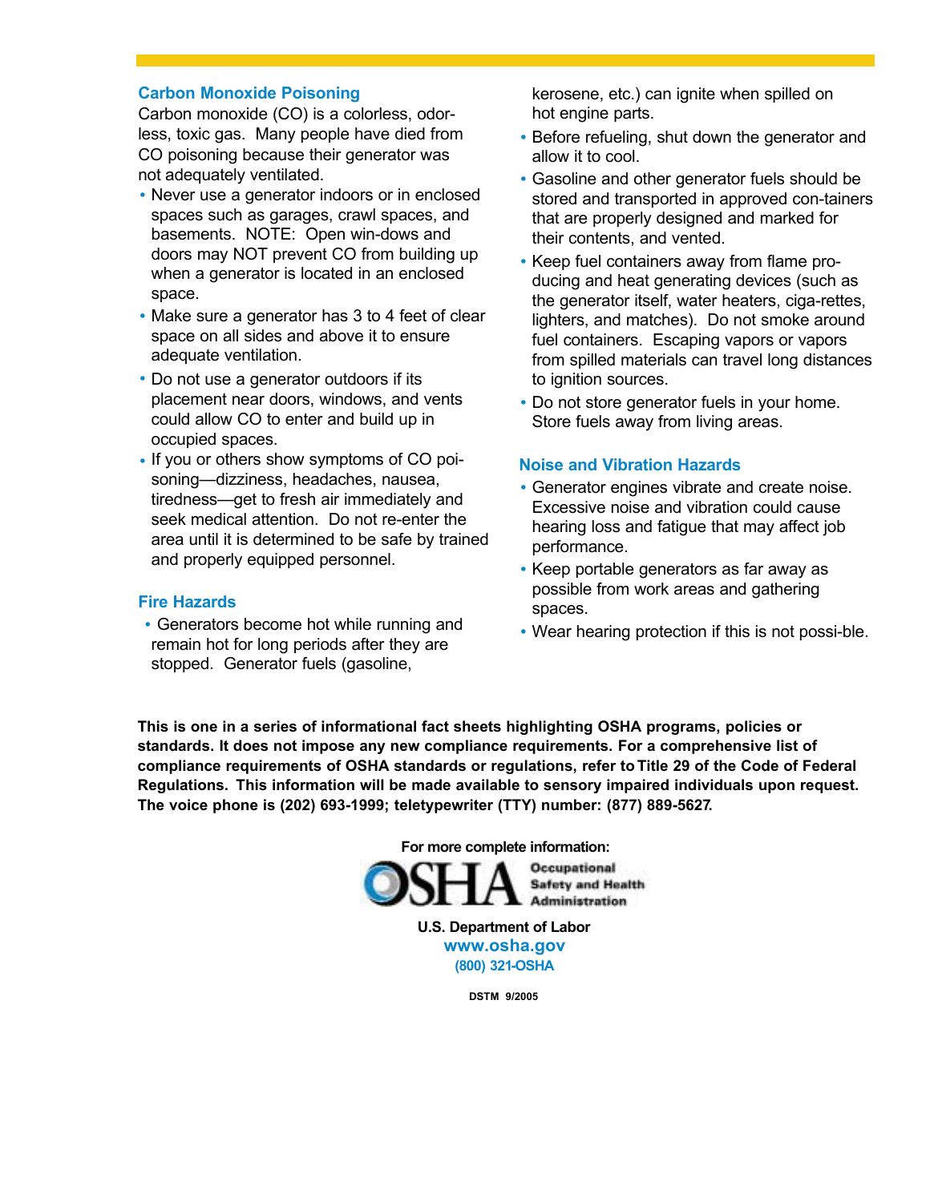## Carbon Monoxide Poisoning

Carbon monoxide (CO) is a colorless, odorless, toxic gas. Many people have died from CO poisoning because their generator was not adequately ventilated.

- Never use a generator indoors or in enclosed spaces such as garages, crawl spaces, and basements. NOTE: Open windows and doors may NOT prevent CO from building up when a generator is located in an enclosed space.
- Make sure a generator has 3 to 4 feet of clear space on all sides and above it to ensure adequate ventilation.
- Do not use a generator outdoors if its placement near doors, windows, and vents could allow CO to enter and build up in occupied spaces.
- If you or others show symptoms of CO poisoning—dizziness, headaches, nausea, tiredness—get to fresh air immediately and seek medical attention. Do not re-enter the area until it is determined to be safe by trained and properly equipped personnel.

## Fire Hazards

- Generators become hot while running and remain hot for long periods after they are stopped. Generator fuels (gasoline, kerosene, etc.) can ignite when spilled on hot engine parts.
- Before refueling, shut down the generator and allow it to cool.
- Gasoline and other generator fuels should be stored and transported in approved containers that are properly designed and marked for their contents, and vented.
- Keep fuel containers away from flame producing and heat generating devices (such as the generator itself, water heaters, cigarettes, lighters, and matches). Do not smoke around fuel containers. Escaping vapors or vapors from spilled materials can travel long distances to ignition sources.
- Do not store generator fuels in your home. Store fuels away from living areas.

## Noise and Vibration Hazards

- Generator engines vibrate and create noise. Excessive noise and vibration could cause hearing loss and fatigue that may affect job performance.
- Keep portable generators as far away as possible from work areas and gathering spaces.
- Wear hearing protection if this is not possible.

**This is one in a series of informational fact sheets highlighting OSHA programs, policies or standards. It does not impose any new compliance requirements. For a comprehensive list of compliance requirements of OSHA standards or regulations, refer to Title 29 of the Code of Federal Regulations. This information will be made available to sensory impaired individuals upon request. The voice phone is (202) 693-1999; teletypewriter (TTY) number: (877) 889-5627.**

**For more complete information:**

OSHA Occupational Safety and Health Administration

**U.S. Department of Labor**

**www.osha.gov**

**(800) 321-OSHA**

DSTM 9/2005